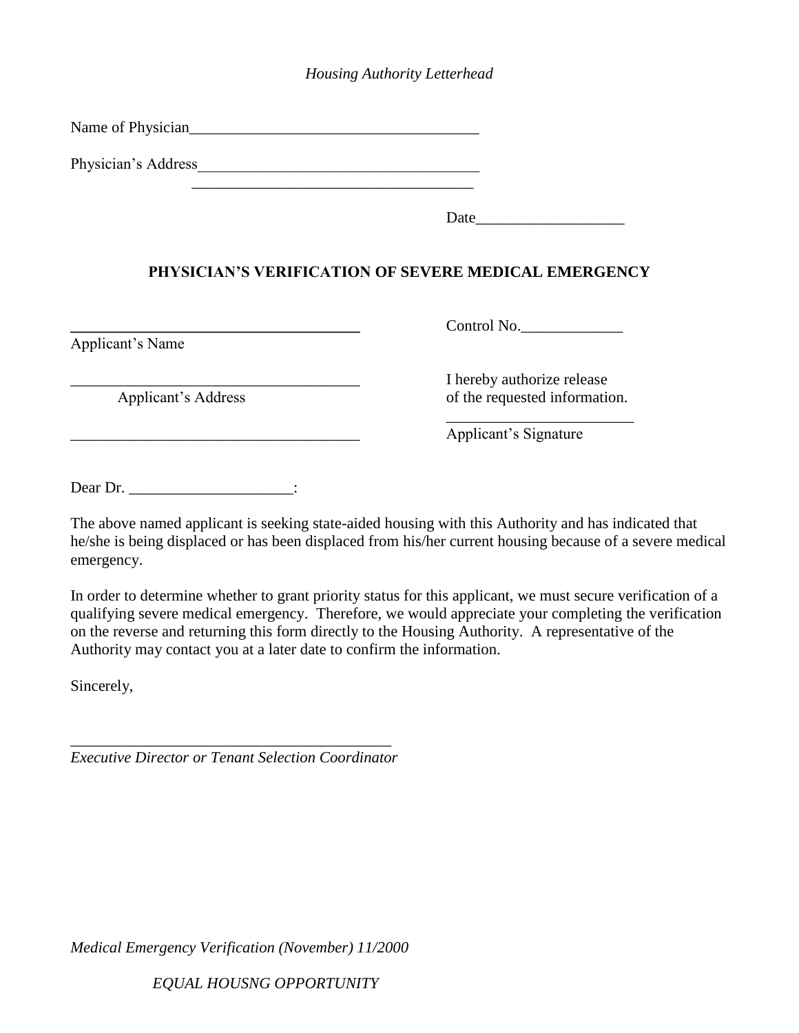*Housing Authority Letterhead*

Name of Physician_____________________________________

Physician's Address____________________________________

_____________________________________

Date___________________

**PHYSICIAN'S VERIFICATION OF SEVERE MEDICAL EMERGENCY**

_____________________________________
Applicant's Name

Control No._____________

_____________________________________
Applicant's Address

I hereby authorize release of the requested information.

_____________________________________

________________________
Applicant's Signature

Dear Dr. _____________________:

The above named applicant is seeking state-aided housing with this Authority and has indicated that he/she is being displaced or has been displaced from his/her current housing because of a severe medical emergency.

In order to determine whether to grant priority status for this applicant, we must secure verification of a qualifying severe medical emergency. Therefore, we would appreciate your completing the verification on the reverse and returning this form directly to the Housing Authority. A representative of the Authority may contact you at a later date to confirm the information.

Sincerely,

__________________________________________
*Executive Director or Tenant Selection Coordinator*

*Medical Emergency Verification (November) 11/2000*

*EQUAL HOUSNG OPPORTUNITY*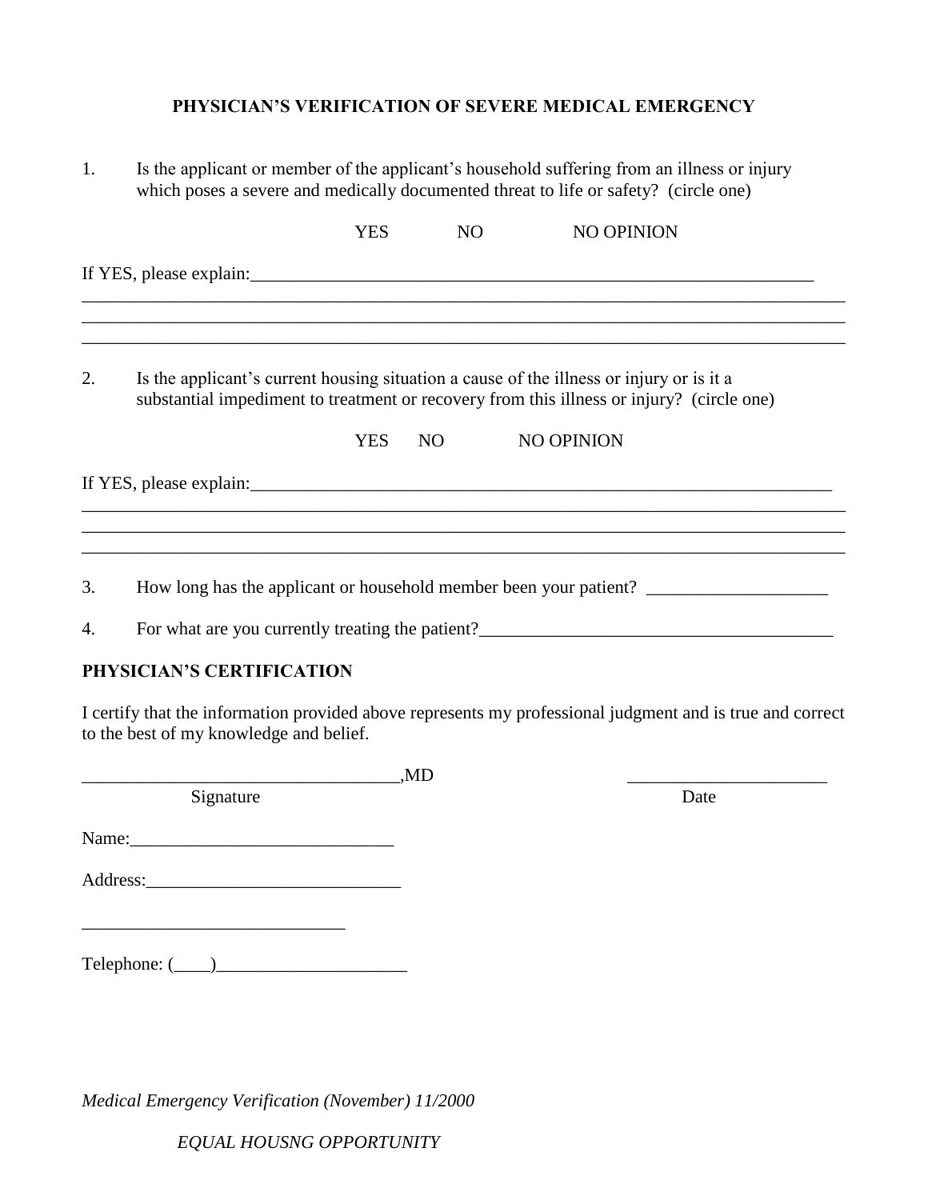## PHYSICIAN'S VERIFICATION OF SEVERE MEDICAL EMERGENCY

1. Is the applicant or member of the applicant's household suffering from an illness or injury which poses a severe and medically documented threat to life or safety? (circle one)

   YES NO NO OPINION

If YES, please explain:_________________________________________________________________
____________________________________________________________________________________
____________________________________________________________________________________
____________________________________________________________________________________

2. Is the applicant's current housing situation a cause of the illness or injury or is it a substantial impediment to treatment or recovery from this illness or injury? (circle one)

   YES NO NO OPINION

If YES, please explain:_________________________________________________________________
____________________________________________________________________________________
____________________________________________________________________________________
____________________________________________________________________________________

3. How long has the applicant or household member been your patient? ____________________

4. For what are you currently treating the patient?________________________________________

**PHYSICIAN'S CERTIFICATION**

I certify that the information provided above represents my professional judgment and is true and correct to the best of my knowledge and belief.

___________________________________,MD ______________________

Signature Date

Name:_____________________________

Address:____________________________

_____________________________

Telephone: (____)_____________________

*Medical Emergency Verification (November) 11/2000*

*EQUAL HOUSNG OPPORTUNITY*